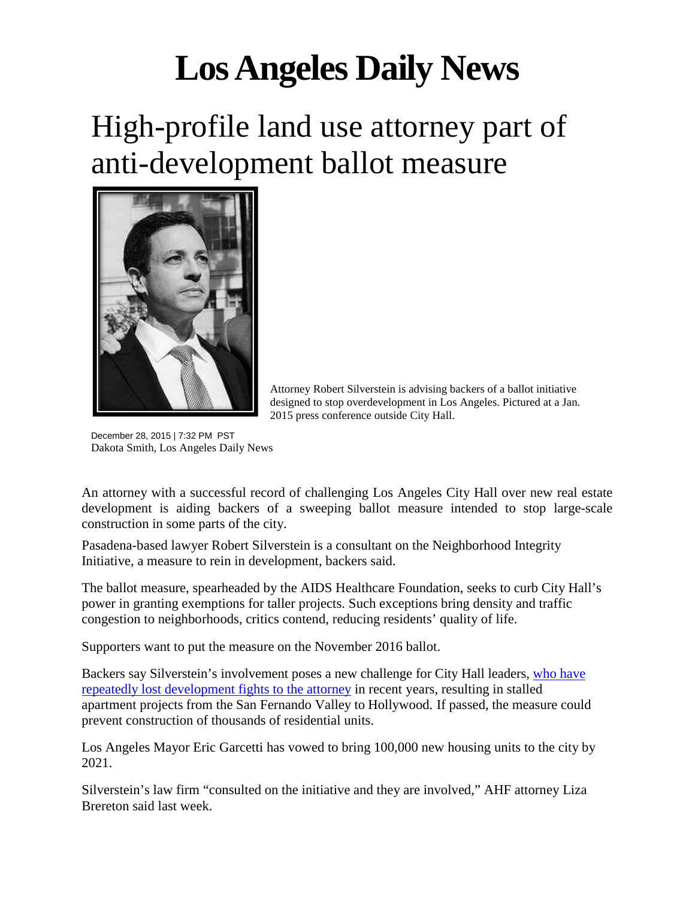# Los Angeles Daily News

## High-profile land use attorney part of anti-development ballot measure

Attorney Robert Silverstein is advising backers of a ballot initiative designed to stop overdevelopment in Los Angeles. Pictured at a Jan. 2015 press conference outside City Hall.

December 28, 2015 | 7:32 PM PST
Dakota Smith, Los Angeles Daily News

An attorney with a successful record of challenging Los Angeles City Hall over new real estate development is aiding backers of a sweeping ballot measure intended to stop large-scale construction in some parts of the city.

Pasadena-based lawyer Robert Silverstein is a consultant on the Neighborhood Integrity Initiative, a measure to rein in development, backers said.

The ballot measure, spearheaded by the AIDS Healthcare Foundation, seeks to curb City Hall's power in granting exemptions for taller projects. Such exceptions bring density and traffic congestion to neighborhoods, critics contend, reducing residents' quality of life.

Supporters want to put the measure on the November 2016 ballot.

Backers say Silverstein's involvement poses a new challenge for City Hall leaders, who have repeatedly lost development fights to the attorney in recent years, resulting in stalled apartment projects from the San Fernando Valley to Hollywood. If passed, the measure could prevent construction of thousands of residential units.

Los Angeles Mayor Eric Garcetti has vowed to bring 100,000 new housing units to the city by 2021.

Silverstein's law firm "consulted on the initiative and they are involved," AHF attorney Liza Brereton said last week.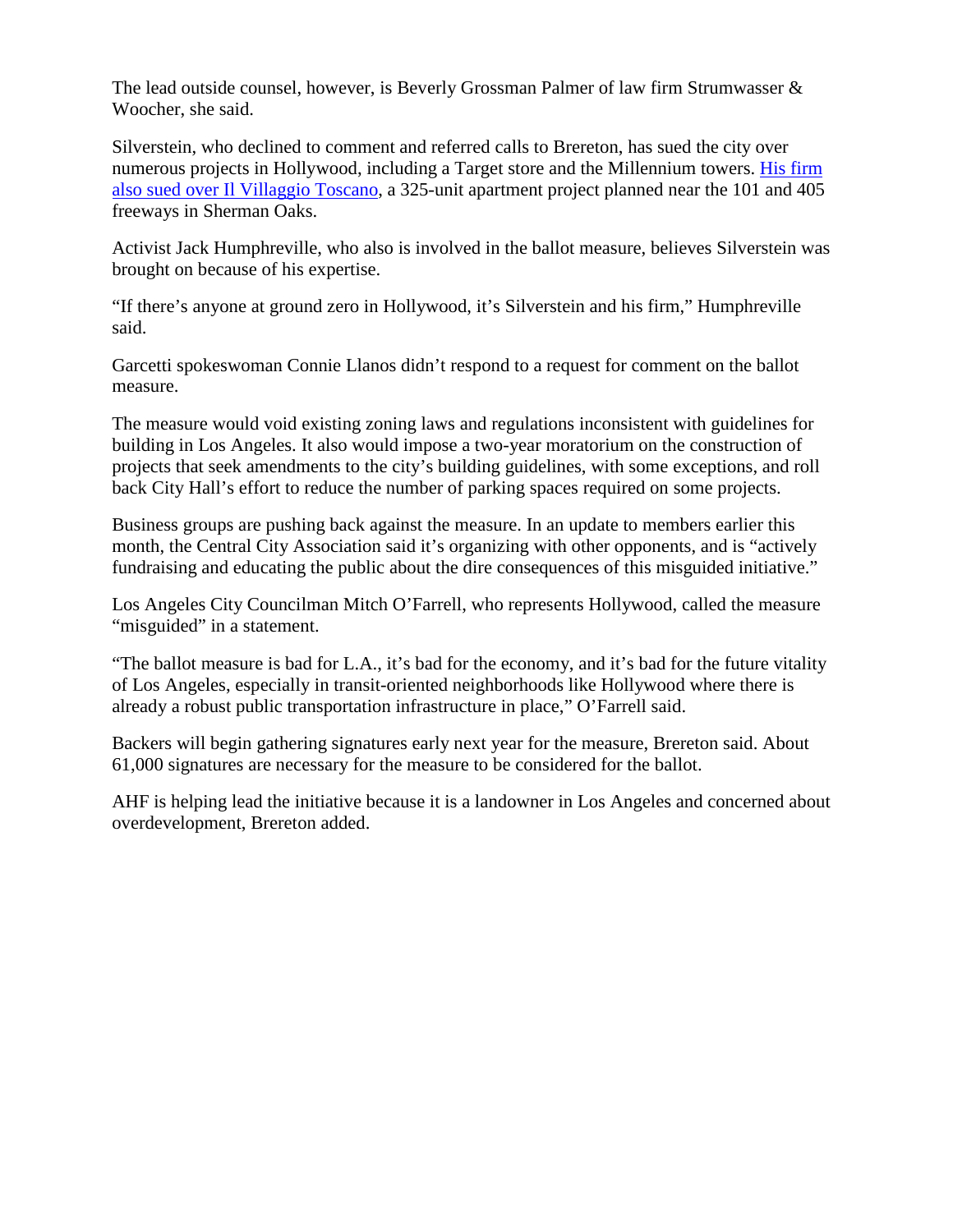The lead outside counsel, however, is Beverly Grossman Palmer of law firm Strumwasser & Woocher, she said.

Silverstein, who declined to comment and referred calls to Brereton, has sued the city over numerous projects in Hollywood, including a Target store and the Millennium towers. [His firm also sued over Il Villaggio Toscano], a 325-unit apartment project planned near the 101 and 405 freeways in Sherman Oaks.

Activist Jack Humphreville, who also is involved in the ballot measure, believes Silverstein was brought on because of his expertise.

"If there's anyone at ground zero in Hollywood, it's Silverstein and his firm," Humphreville said.

Garcetti spokeswoman Connie Llanos didn't respond to a request for comment on the ballot measure.

The measure would void existing zoning laws and regulations inconsistent with guidelines for building in Los Angeles. It also would impose a two-year moratorium on the construction of projects that seek amendments to the city's building guidelines, with some exceptions, and roll back City Hall's effort to reduce the number of parking spaces required on some projects.

Business groups are pushing back against the measure. In an update to members earlier this month, the Central City Association said it's organizing with other opponents, and is "actively fundraising and educating the public about the dire consequences of this misguided initiative."

Los Angeles City Councilman Mitch O'Farrell, who represents Hollywood, called the measure "misguided" in a statement.

"The ballot measure is bad for L.A., it's bad for the economy, and it's bad for the future vitality of Los Angeles, especially in transit-oriented neighborhoods like Hollywood where there is already a robust public transportation infrastructure in place," O'Farrell said.

Backers will begin gathering signatures early next year for the measure, Brereton said. About 61,000 signatures are necessary for the measure to be considered for the ballot.

AHF is helping lead the initiative because it is a landowner in Los Angeles and concerned about overdevelopment, Brereton added.